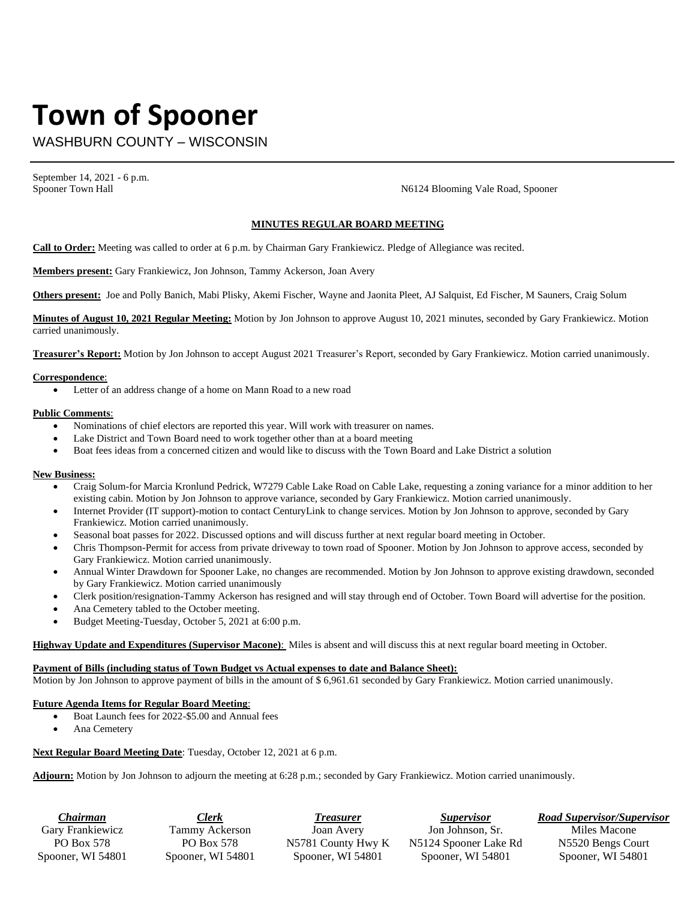# Town of Spooner

WASHBURN COUNTY – WISCONSIN

September 14, 2021 - 6 p.m.
Spooner Town Hall N6124 Blooming Vale Road, Spooner

**MINUTES REGULAR BOARD MEETING**

**Call to Order:** Meeting was called to order at 6 p.m. by Chairman Gary Frankiewicz. Pledge of Allegiance was recited.

**Members present:** Gary Frankiewicz, Jon Johnson, Tammy Ackerson, Joan Avery

**Others present:** Joe and Polly Banich, Mabi Plisky, Akemi Fischer, Wayne and Jaonita Pleet, AJ Salquist, Ed Fischer, M Sauners, Craig Solum

**Minutes of August 10, 2021 Regular Meeting:** Motion by Jon Johnson to approve August 10, 2021 minutes, seconded by Gary Frankiewicz. Motion carried unanimously.

**Treasurer's Report:** Motion by Jon Johnson to accept August 2021 Treasurer's Report, seconded by Gary Frankiewicz. Motion carried unanimously.

**Correspondence**:

- Letter of an address change of a home on Mann Road to a new road

**Public Comments**:

- Nominations of chief electors are reported this year. Will work with treasurer on names.
- Lake District and Town Board need to work together other than at a board meeting
- Boat fees ideas from a concerned citizen and would like to discuss with the Town Board and Lake District a solution

**New Business:**

- Craig Solum-for Marcia Kronlund Pedrick, W7279 Cable Lake Road on Cable Lake, requesting a zoning variance for a minor addition to her existing cabin. Motion by Jon Johnson to approve variance, seconded by Gary Frankiewicz. Motion carried unanimously.
- Internet Provider (IT support)-motion to contact CenturyLink to change services. Motion by Jon Johnson to approve, seconded by Gary Frankiewicz. Motion carried unanimously.
- Seasonal boat passes for 2022. Discussed options and will discuss further at next regular board meeting in October.
- Chris Thompson-Permit for access from private driveway to town road of Spooner. Motion by Jon Johnson to approve access, seconded by Gary Frankiewicz. Motion carried unanimously.
- Annual Winter Drawdown for Spooner Lake, no changes are recommended. Motion by Jon Johnson to approve existing drawdown, seconded by Gary Frankiewicz. Motion carried unanimously
- Clerk position/resignation-Tammy Ackerson has resigned and will stay through end of October. Town Board will advertise for the position.
- Ana Cemetery tabled to the October meeting.
- Budget Meeting-Tuesday, October 5, 2021 at 6:00 p.m.

**Highway Update and Expenditures (Supervisor Macone)**: Miles is absent and will discuss this at next regular board meeting in October.

**Payment of Bills (including status of Town Budget vs Actual expenses to date and Balance Sheet):**
Motion by Jon Johnson to approve payment of bills in the amount of $ 6,961.61 seconded by Gary Frankiewicz. Motion carried unanimously.

**Future Agenda Items for Regular Board Meeting**:

- Boat Launch fees for 2022-$5.00 and Annual fees
- Ana Cemetery

**Next Regular Board Meeting Date**: Tuesday, October 12, 2021 at 6 p.m.

**Adjourn:** Motion by Jon Johnson to adjourn the meeting at 6:28 p.m.; seconded by Gary Frankiewicz. Motion carried unanimously.

| ***Chairman*** | ***Clerk*** | ***Treasurer*** | ***Supervisor*** | ***Road Supervisor/Supervisor*** |
|---|---|---|---|---|
| Gary Frankiewicz | Tammy Ackerson | Joan Avery | Jon Johnson, Sr. | Miles Macone |
| PO Box 578 | PO Box 578 | N5781 County Hwy K | N5124 Spooner Lake Rd | N5520 Bengs Court |
| Spooner, WI 54801 | Spooner, WI 54801 | Spooner, WI 54801 | Spooner, WI 54801 | Spooner, WI 54801 |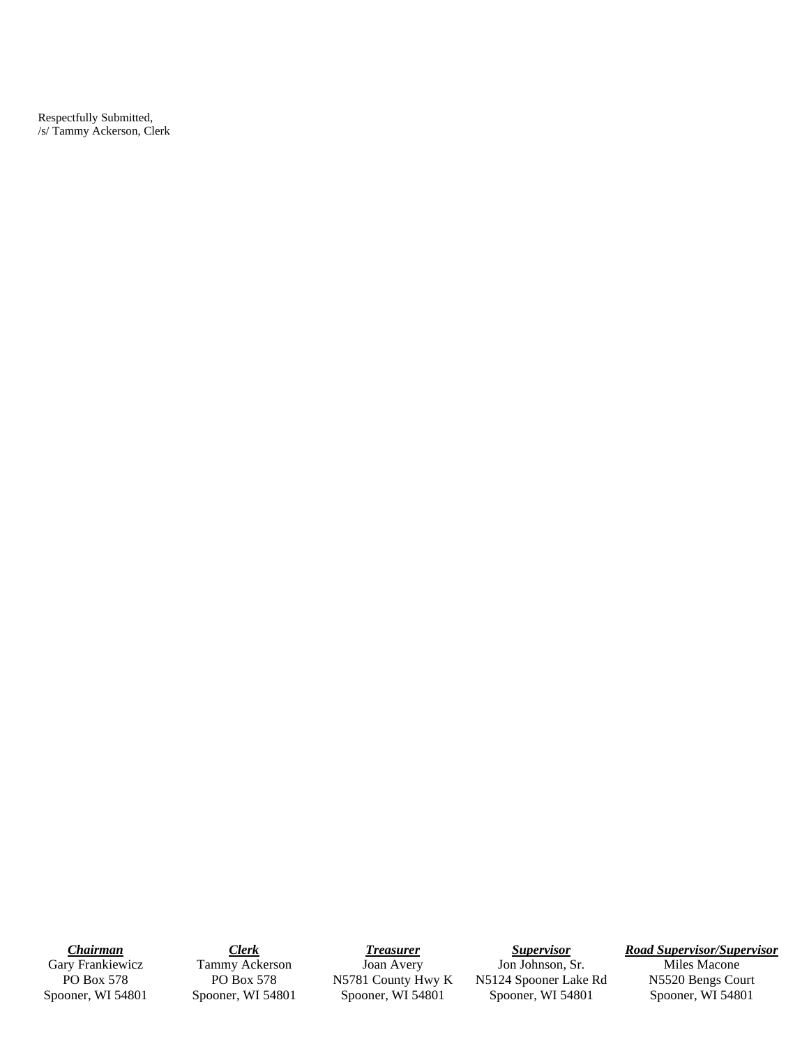Respectfully Submitted,
/s/ Tammy Ackerson, Clerk

| ***Chairman*** | ***Clerk*** | ***Treasurer*** | ***Supervisor*** | ***Road Supervisor/Supervisor*** |
|---|---|---|---|---|
| Gary Frankiewicz | Tammy Ackerson | Joan Avery | Jon Johnson, Sr. | Miles Macone |
| PO Box 578 | PO Box 578 | N5781 County Hwy K | N5124 Spooner Lake Rd | N5520 Bengs Court |
| Spooner, WI 54801 | Spooner, WI 54801 | Spooner, WI 54801 | Spooner, WI 54801 | Spooner, WI 54801 |